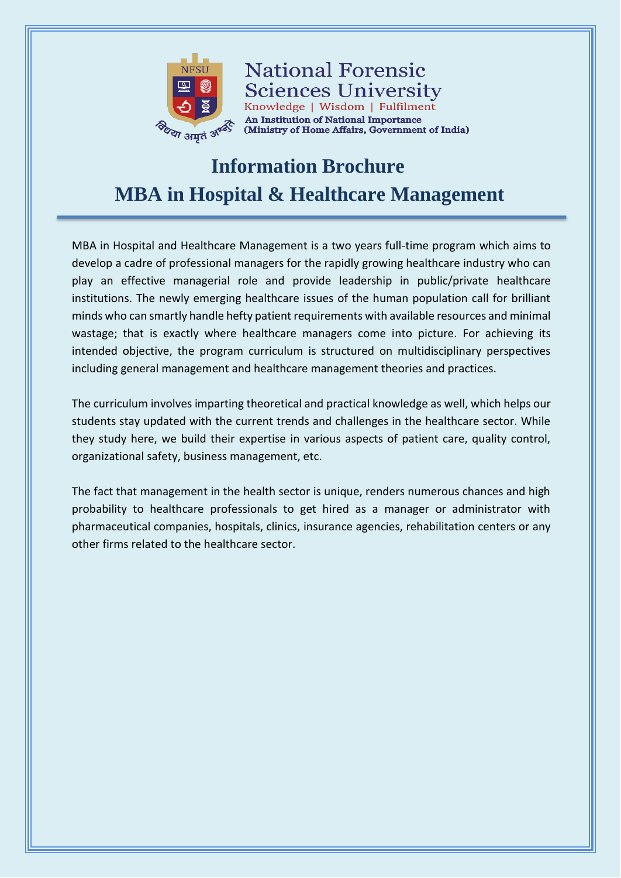National Forensic Sciences University

Knowledge | Wisdom | Fulfilment

An Institution of National Importance
(Ministry of Home Affairs, Government of India)

# Information Brochure
# MBA in Hospital & Healthcare Management

MBA in Hospital and Healthcare Management is a two years full-time program which aims to develop a cadre of professional managers for the rapidly growing healthcare industry who can play an effective managerial role and provide leadership in public/private healthcare institutions. The newly emerging healthcare issues of the human population call for brilliant minds who can smartly handle hefty patient requirements with available resources and minimal wastage; that is exactly where healthcare managers come into picture. For achieving its intended objective, the program curriculum is structured on multidisciplinary perspectives including general management and healthcare management theories and practices.

The curriculum involves imparting theoretical and practical knowledge as well, which helps our students stay updated with the current trends and challenges in the healthcare sector. While they study here, we build their expertise in various aspects of patient care, quality control, organizational safety, business management, etc.

The fact that management in the health sector is unique, renders numerous chances and high probability to healthcare professionals to get hired as a manager or administrator with pharmaceutical companies, hospitals, clinics, insurance agencies, rehabilitation centers or any other firms related to the healthcare sector.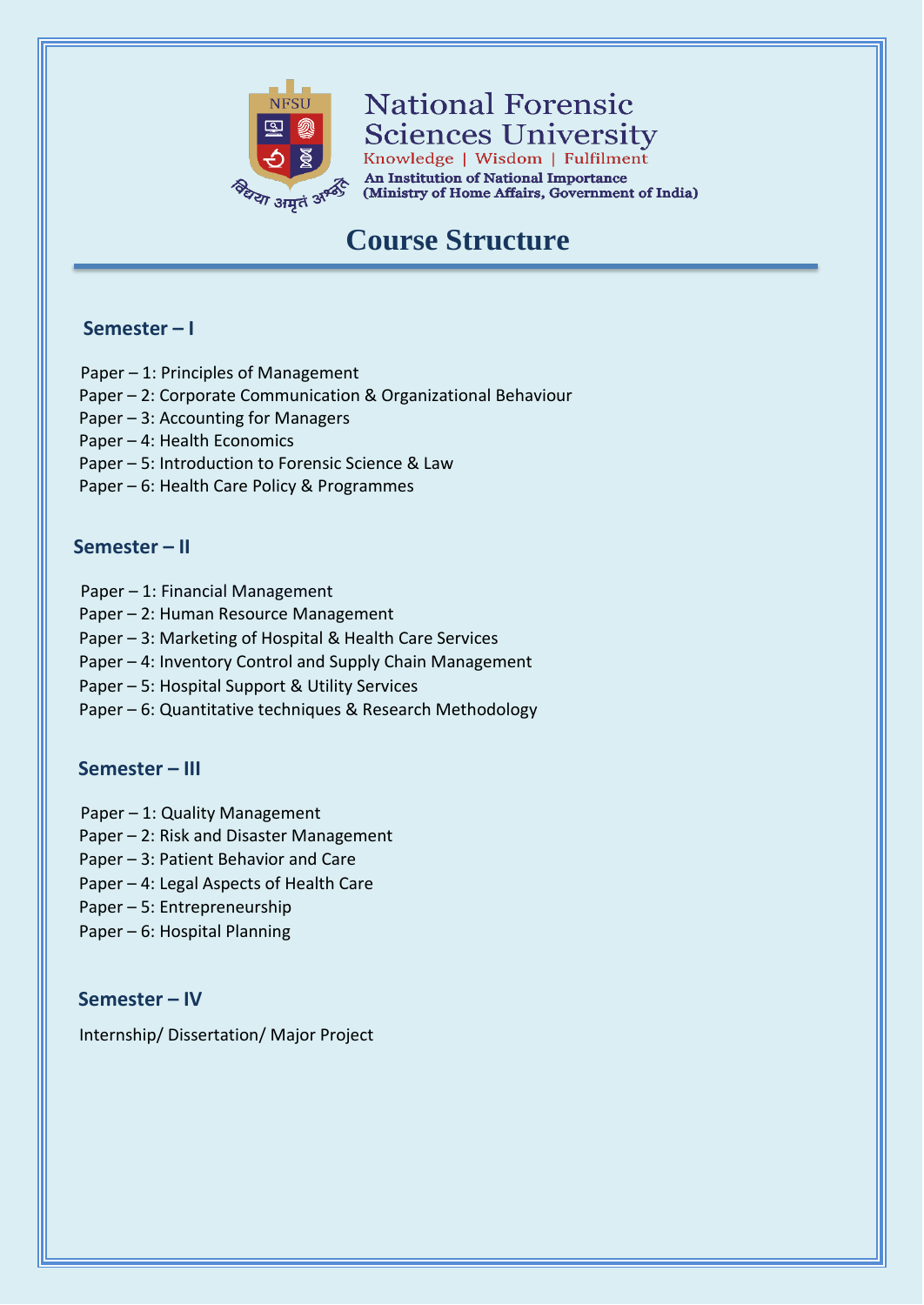National Forensic Sciences University

Knowledge | Wisdom | Fulfilment

An Institution of National Importance
(Ministry of Home Affairs, Government of India)

# Course Structure

## Semester – I

Paper – 1: Principles of Management
Paper – 2: Corporate Communication & Organizational Behaviour
Paper – 3: Accounting for Managers
Paper – 4: Health Economics
Paper – 5: Introduction to Forensic Science & Law
Paper – 6: Health Care Policy & Programmes

## Semester – II

Paper – 1: Financial Management
Paper – 2: Human Resource Management
Paper – 3: Marketing of Hospital & Health Care Services
Paper – 4: Inventory Control and Supply Chain Management
Paper – 5: Hospital Support & Utility Services
Paper – 6: Quantitative techniques & Research Methodology

## Semester – III

Paper – 1: Quality Management
Paper – 2: Risk and Disaster Management
Paper – 3: Patient Behavior and Care
Paper – 4: Legal Aspects of Health Care
Paper – 5: Entrepreneurship
Paper – 6: Hospital Planning

## Semester – IV

Internship/ Dissertation/ Major Project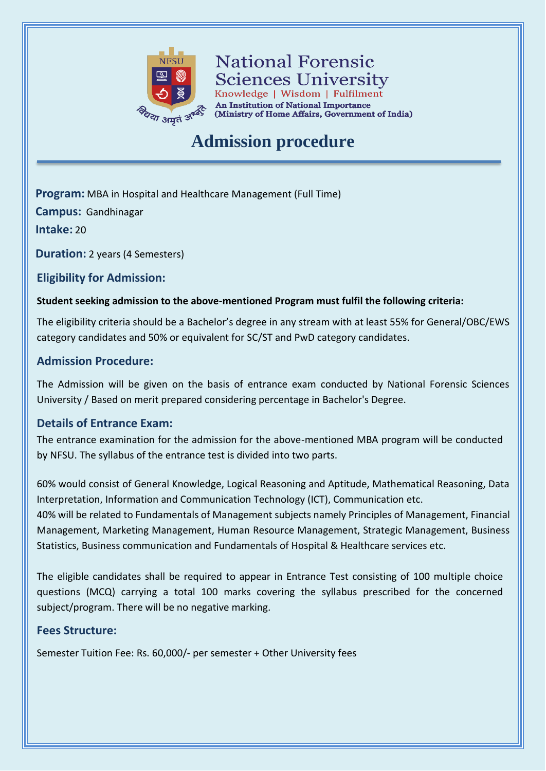National Forensic Sciences University

Knowledge | Wisdom | Fulfilment

An Institution of National Importance
(Ministry of Home Affairs, Government of India)

# Admission procedure

**Program:** MBA in Hospital and Healthcare Management (Full Time)

**Campus:** Gandhinagar

**Intake:** 20

**Duration:** 2 years (4 Semesters)

## Eligibility for Admission:

**Student seeking admission to the above-mentioned Program must fulfil the following criteria:**

The eligibility criteria should be a Bachelor's degree in any stream with at least 55% for General/OBC/EWS category candidates and 50% or equivalent for SC/ST and PwD category candidates.

## Admission Procedure:

The Admission will be given on the basis of entrance exam conducted by National Forensic Sciences University / Based on merit prepared considering percentage in Bachelor's Degree.

## Details of Entrance Exam:

The entrance examination for the admission for the above-mentioned MBA program will be conducted by NFSU. The syllabus of the entrance test is divided into two parts.

60% would consist of General Knowledge, Logical Reasoning and Aptitude, Mathematical Reasoning, Data Interpretation, Information and Communication Technology (ICT), Communication etc.
40% will be related to Fundamentals of Management subjects namely Principles of Management, Financial Management, Marketing Management, Human Resource Management, Strategic Management, Business Statistics, Business communication and Fundamentals of Hospital & Healthcare services etc.

The eligible candidates shall be required to appear in Entrance Test consisting of 100 multiple choice questions (MCQ) carrying a total 100 marks covering the syllabus prescribed for the concerned subject/program. There will be no negative marking.

## Fees Structure:

Semester Tuition Fee: Rs. 60,000/- per semester + Other University fees